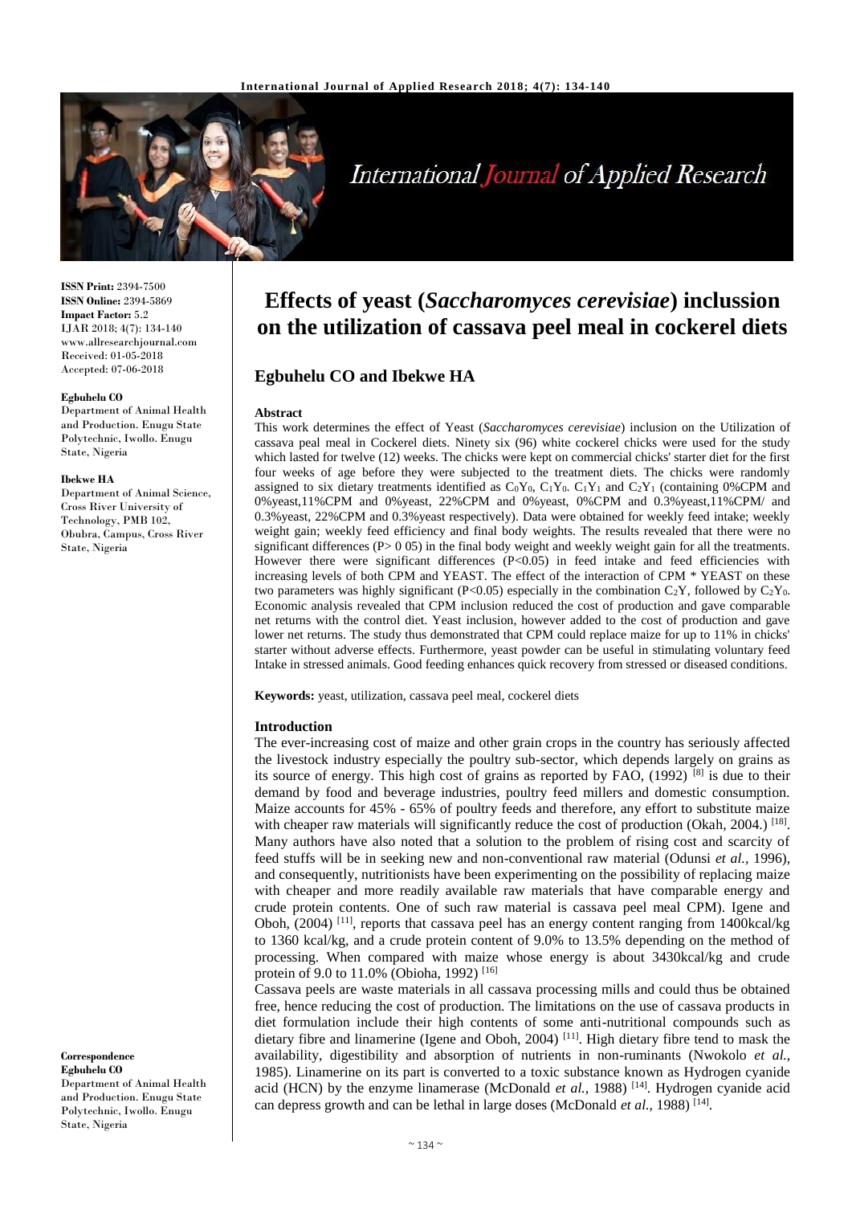**ISSN Print:** 2394-7500
**ISSN Online:** 2394-5869
**Impact Factor:** 5.2
IJAR 2018; 4(7): 134-140
www.allresearchjournal.com
Received: 01-05-2018
Accepted: 07-06-2018

**Egbuhelu CO**
Department of Animal Health and Production. Enugu State Polytechnic, Iwollo. Enugu State, Nigeria

**Ibekwe HA**
Department of Animal Science, Cross River University of Technology, PMB 102, Obubra, Campus, Cross River State, Nigeria

**Correspondence**
**Egbuhelu CO**
Department of Animal Health and Production. Enugu State Polytechnic, Iwollo. Enugu State, Nigeria

# Effects of yeast (*Saccharomyces cerevisiae*) inclussion on the utilization of cassava peel meal in cockerel diets

## Egbuhelu CO and Ibekwe HA

**Abstract**

This work determines the effect of Yeast (*Saccharomyces cerevisiae*) inclusion on the Utilization of cassava peal meal in Cockerel diets. Ninety six (96) white cockerel chicks were used for the study which lasted for twelve (12) weeks. The chicks were kept on commercial chicks' starter diet for the first four weeks of age before they were subjected to the treatment diets. The chicks were randomly assigned to six dietary treatments identified as $C_0Y_0$, $C_1Y_0$. $C_1Y_1$ and $C_2Y_1$ (containing 0%CPM and 0%yeast,11%CPM and 0%yeast, 22%CPM and 0%yeast, 0%CPM and 0.3%yeast,11%CPM/ and 0.3%yeast, 22%CPM and 0.3%yeast respectively). Data were obtained for weekly feed intake; weekly weight gain; weekly feed efficiency and final body weights. The results revealed that there were no significant differences (P> 0 05) in the final body weight and weekly weight gain for all the treatments. However there were significant differences (P<0.05) in feed intake and feed efficiencies with increasing levels of both CPM and YEAST. The effect of the interaction of CPM * YEAST on these two parameters was highly significant (P<0.05) especially in the combination $C_2Y$, followed by $C_2Y_0$. Economic analysis revealed that CPM inclusion reduced the cost of production and gave comparable net returns with the control diet. Yeast inclusion, however added to the cost of production and gave lower net returns. The study thus demonstrated that CPM could replace maize for up to 11% in chicks' starter without adverse effects. Furthermore, yeast powder can be useful in stimulating voluntary feed Intake in stressed animals. Good feeding enhances quick recovery from stressed or diseased conditions.

**Keywords:** yeast, utilization, cassava peel meal, cockerel diets

### Introduction

The ever-increasing cost of maize and other grain crops in the country has seriously affected the livestock industry especially the poultry sub-sector, which depends largely on grains as its source of energy. This high cost of grains as reported by FAO, (1992) [8] is due to their demand by food and beverage industries, poultry feed millers and domestic consumption. Maize accounts for 45% - 65% of poultry feeds and therefore, any effort to substitute maize with cheaper raw materials will significantly reduce the cost of production (Okah, 2004.) [18]. Many authors have also noted that a solution to the problem of rising cost and scarcity of feed stuffs will be in seeking new and non-conventional raw material (Odunsi *et al.,* 1996), and consequently, nutritionists have been experimenting on the possibility of replacing maize with cheaper and more readily available raw materials that have comparable energy and crude protein contents. One of such raw material is cassava peel meal CPM). Igene and Oboh, (2004) [11], reports that cassava peel has an energy content ranging from 1400kcal/kg to 1360 kcal/kg, and a crude protein content of 9.0% to 13.5% depending on the method of processing. When compared with maize whose energy is about 3430kcal/kg and crude protein of 9.0 to 11.0% (Obioha, 1992) [16]

Cassava peels are waste materials in all cassava processing mills and could thus be obtained free, hence reducing the cost of production. The limitations on the use of cassava products in diet formulation include their high contents of some anti-nutritional compounds such as dietary fibre and linamerine (Igene and Oboh, 2004) [11]. High dietary fibre tend to mask the availability, digestibility and absorption of nutrients in non-ruminants (Nwokolo *et al.,* 1985). Linamerine on its part is converted to a toxic substance known as Hydrogen cyanide acid (HCN) by the enzyme linamerase (McDonald *et al.,* 1988) [14]. Hydrogen cyanide acid can depress growth and can be lethal in large doses (McDonald *et al.,* 1988) [14].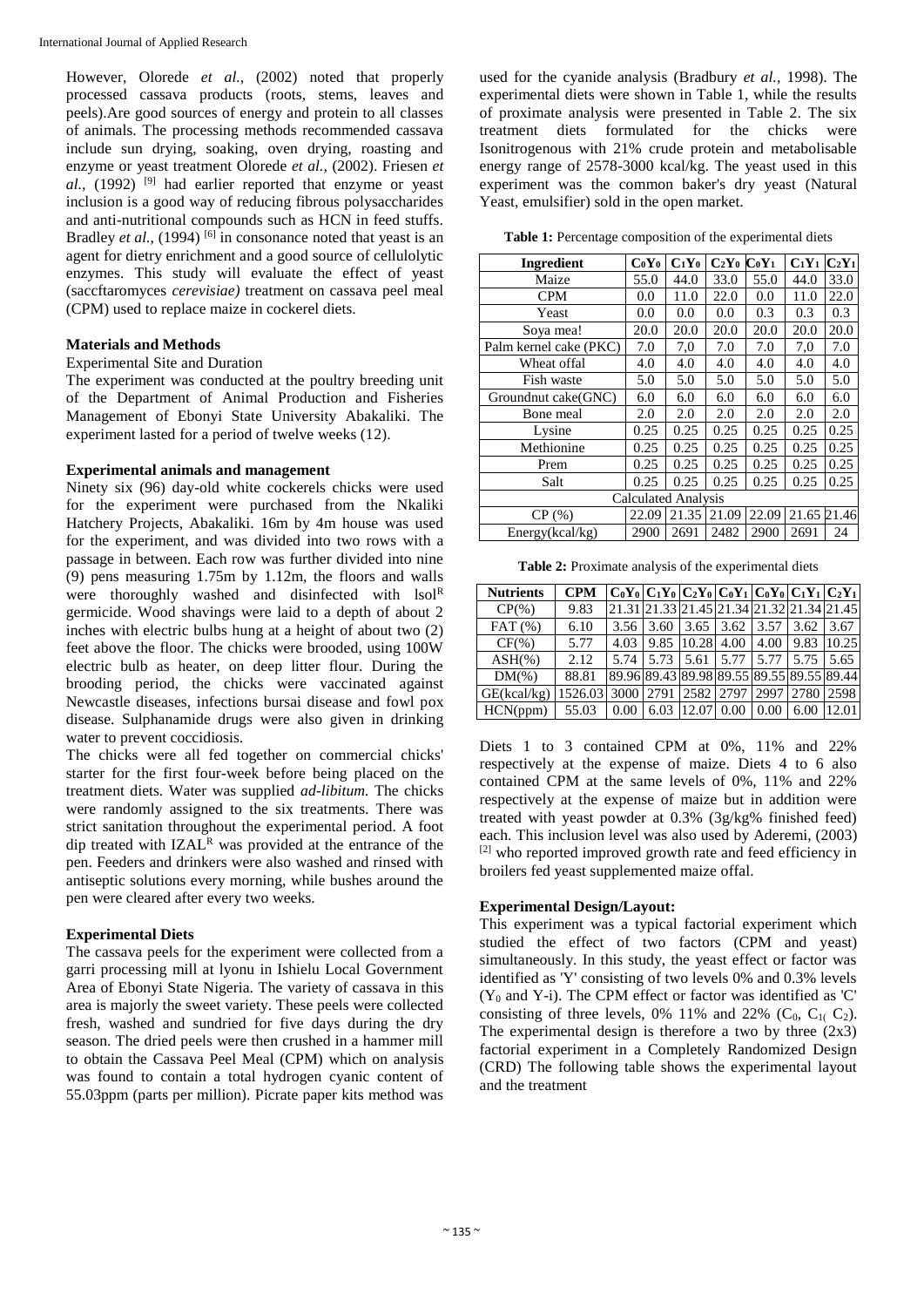However, Olorede *et al.,* (2002) noted that properly processed cassava products (roots, stems, leaves and peels).Are good sources of energy and protein to all classes of animals. The processing methods recommended cassava include sun drying, soaking, oven drying, roasting and enzyme or yeast treatment Olorede *et al.,* (2002). Friesen *et al.,* (1992) [9] had earlier reported that enzyme or yeast inclusion is a good way of reducing fibrous polysaccharides and anti-nutritional compounds such as HCN in feed stuffs. Bradley *et al.,* (1994) [6] in consonance noted that yeast is an agent for dietry enrichment and a good source of cellulolytic enzymes. This study will evaluate the effect of yeast (saccftaromyces *cerevisiae)* treatment on cassava peel meal (CPM) used to replace maize in cockerel diets.

## Materials and Methods

Experimental Site and Duration

The experiment was conducted at the poultry breeding unit of the Department of Animal Production and Fisheries Management of Ebonyi State University Abakaliki. The experiment lasted for a period of twelve weeks (12).

### Experimental animals and management

Ninety six (96) day-old white cockerels chicks were used for the experiment were purchased from the Nkaliki Hatchery Projects, Abakaliki. 16m by 4m house was used for the experiment, and was divided into two rows with a passage in between. Each row was further divided into nine (9) pens measuring 1.75m by 1.12m, the floors and walls were thoroughly washed and disinfected with lsol[R] germicide. Wood shavings were laid to a depth of about 2 inches with electric bulbs hung at a height of about two (2) feet above the floor. The chicks were brooded, using 100W electric bulb as heater, on deep litter flour. During the brooding period, the chicks were vaccinated against Newcastle diseases, infections bursai disease and fowl pox disease. Sulphanamide drugs were also given in drinking water to prevent coccidiosis.

The chicks were all fed together on commercial chicks' starter for the first four-week before being placed on the treatment diets. Water was supplied *ad-libitum*. The chicks were randomly assigned to the six treatments. There was strict sanitation throughout the experimental period. A foot dip treated with IZAL[R] was provided at the entrance of the pen. Feeders and drinkers were also washed and rinsed with antiseptic solutions every morning, while bushes around the pen were cleared after every two weeks.

### Experimental Diets

The cassava peels for the experiment were collected from a garri processing mill at lyonu in Ishielu Local Government Area of Ebonyi State Nigeria. The variety of cassava in this area is majorly the sweet variety. These peels were collected fresh, washed and sundried for five days during the dry season. The dried peels were then crushed in a hammer mill to obtain the Cassava Peel Meal (CPM) which on analysis was found to contain a total hydrogen cyanic content of 55.03ppm (parts per million). Picrate paper kits method was used for the cyanide analysis (Bradbury *et al.,* 1998). The experimental diets were shown in Table 1, while the results of proximate analysis were presented in Table 2. The six treatment diets formulated for the chicks were Isonitrogenous with 21% crude protein and metabolisable energy range of 2578-3000 kcal/kg. The yeast used in this experiment was the common baker's dry yeast (Natural Yeast, emulsifier) sold in the open market.

**Table 1:** Percentage composition of the experimental diets

| Ingredient | $C_0Y_0$ | $C_1Y_0$ | $C_2Y_0$ | $C_0Y_1$ | $C_1Y_1$ | $C_2Y_1$ |
|---|---|---|---|---|---|---|
| Maize | 55.0 | 44.0 | 33.0 | 55.0 | 44.0 | 33.0 |
| CPM | 0.0 | 11.0 | 22.0 | 0.0 | 11.0 | 22.0 |
| Yeast | 0.0 | 0.0 | 0.0 | 0.3 | 0.3 | 0.3 |
| Soya mea! | 20.0 | 20.0 | 20.0 | 20.0 | 20.0 | 20.0 |
| Palm kernel cake (PKC) | 7.0 | 7,0 | 7.0 | 7.0 | 7,0 | 7.0 |
| Wheat offal | 4.0 | 4.0 | 4.0 | 4.0 | 4.0 | 4.0 |
| Fish waste | 5.0 | 5.0 | 5.0 | 5.0 | 5.0 | 5.0 |
| Groundnut cake(GNC) | 6.0 | 6.0 | 6.0 | 6.0 | 6.0 | 6.0 |
| Bone meal | 2.0 | 2.0 | 2.0 | 2.0 | 2.0 | 2.0 |
| Lysine | 0.25 | 0.25 | 0.25 | 0.25 | 0.25 | 0.25 |
| Methionine | 0.25 | 0.25 | 0.25 | 0.25 | 0.25 | 0.25 |
| Prem | 0.25 | 0.25 | 0.25 | 0.25 | 0.25 | 0.25 |
| Salt | 0.25 | 0.25 | 0.25 | 0.25 | 0.25 | 0.25 |
| Calculated Analysis | | | | | | |
| CP (%) | 22.09 | 21.35 | 21.09 | 22.09 | 21.65 | 21.46 |
| Energy(kcal/kg) | 2900 | 2691 | 2482 | 2900 | 2691 | 24 |

**Table 2:** Proximate analysis of the experimental diets

| Nutrients | CPM | $C_0Y_0$ | $C_1Y_0$ | $C_2Y_0$ | $C_0Y_1$ | $C_0Y_0$ | $C_1Y_1$ | $C_2Y_1$ |
|---|---|---|---|---|---|---|---|---|
| CP(%) | 9.83 | 21.31 | 21.33 | 21.45 | 21.34 | 21.32 | 21.34 | 21.45 |
| FAT (%) | 6.10 | 3.56 | 3.60 | 3.65 | 3.62 | 3.57 | 3.62 | 3.67 |
| CF(%) | 5.77 | 4.03 | 9.85 | 10.28 | 4.00 | 4.00 | 9.83 | 10.25 |
| ASH(%) | 2.12 | 5.74 | 5.73 | 5.61 | 5.77 | 5.77 | 5.75 | 5.65 |
| DM(%) | 88.81 | 89.96 | 89.43 | 89.98 | 89.55 | 89.55 | 89.55 | 89.44 |
| GE(kcal/kg) | 1526.03 | 3000 | 2791 | 2582 | 2797 | 2997 | 2780 | 2598 |
| HCN(ppm) | 55.03 | 0.00 | 6.03 | 12.07 | 0.00 | 0.00 | 6.00 | 12.01 |

Diets 1 to 3 contained CPM at 0%, 11% and 22% respectively at the expense of maize. Diets 4 to 6 also contained CPM at the same levels of 0%, 11% and 22% respectively at the expense of maize but in addition were treated with yeast powder at 0.3% (3g/kg% finished feed) each. This inclusion level was also used by Aderemi, (2003) [2] who reported improved growth rate and feed efficiency in broilers fed yeast supplemented maize offal.

### Experimental Design/Layout:

This experiment was a typical factorial experiment which studied the effect of two factors (CPM and yeast) simultaneously. In this study, the yeast effect or factor was identified as 'Y' consisting of two levels 0% and 0.3% levels ($Y_0$ and Y-i). The CPM effect or factor was identified as 'C' consisting of three levels, 0% 11% and 22% ($C_0$, $C_{1(}$ $C_2$). The experimental design is therefore a two by three (2x3) factorial experiment in a Completely Randomized Design (CRD) The following table shows the experimental layout and the treatment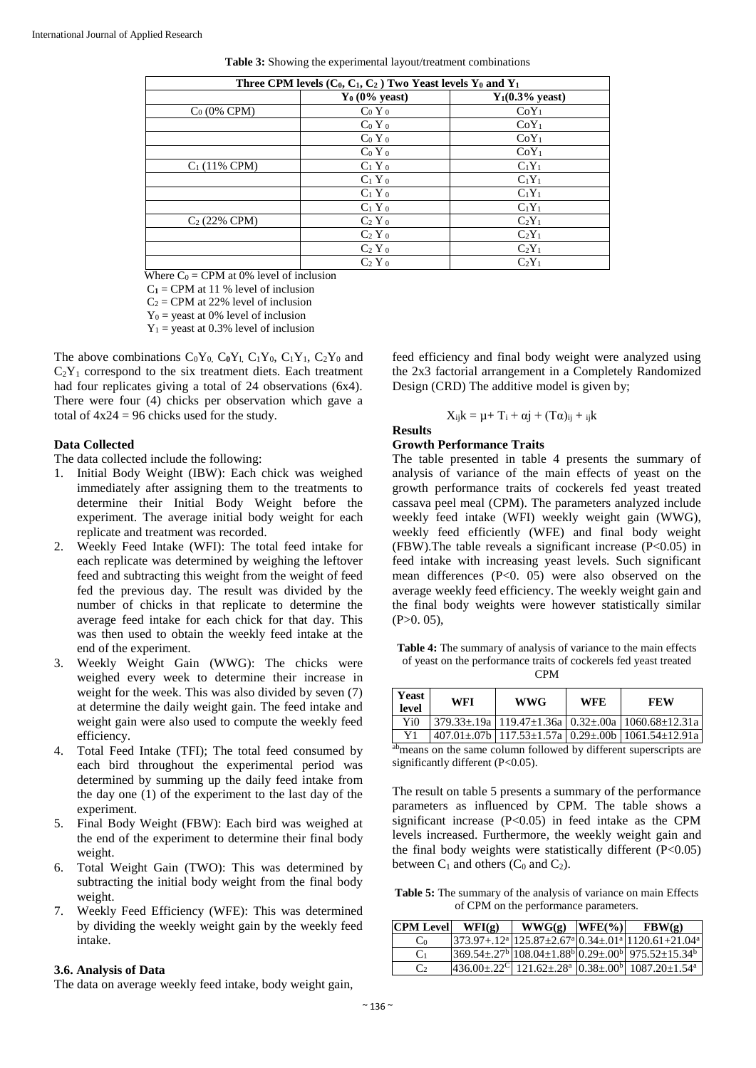**Table 3:** Showing the experimental layout/treatment combinations

| Three CPM levels ($C_0$, $C_1$, $C_2$ ) Two Yeast levels $Y_0$ and $Y_1$ | | |
|---|---|---|
| | $Y_0$ (0% yeast) | $Y_1$(0.3% yeast) |
| $C_0$ (0% CPM) | $C_0$ $Y_0$ | $C_0Y_1$ |
| | $C_0$ $Y_0$ | $C_0Y_1$ |
| | $C_0$ $Y_0$ | $C_0Y_1$ |
| | $C_0$ $Y_0$ | $C_0Y_1$ |
| $C_1$ (11% CPM) | $C_1$ $Y_0$ | $C_1Y_1$ |
| | $C_1$ $Y_0$ | $C_1Y_1$ |
| | $C_1$ $Y_0$ | $C_1Y_1$ |
| | $C_1$ $Y_0$ | $C_1Y_1$ |
| $C_2$ (22% CPM) | $C_2$ $Y_0$ | $C_2Y_1$ |
| | $C_2$ $Y_0$ | $C_2Y_1$ |
| | $C_2$ $Y_0$ | $C_2Y_1$ |
| | $C_2$ $Y_0$ | $C_2Y_1$ |

Where $C_0$ = CPM at 0% level of inclusion
$C_1$ = CPM at 11 % level of inclusion
$C_2$ = CPM at 22% level of inclusion
$Y_0$ = yeast at 0% level of inclusion
$Y_1$ = yeast at 0.3% level of inclusion

The above combinations $C_0Y_0$, $C_0Y_1$, $C_1Y_0$, $C_1Y_1$, $C_2Y_0$ and $C_2Y_1$ correspond to the six treatment diets. Each treatment had four replicates giving a total of 24 observations (6x4). There were four (4) chicks per observation which gave a total of 4x24 = 96 chicks used for the study.

### Data Collected

The data collected include the following:

1. Initial Body Weight (IBW): Each chick was weighed immediately after assigning them to the treatments to determine their Initial Body Weight before the experiment. The average initial body weight for each replicate and treatment was recorded.
2. Weekly Feed Intake (WFI): The total feed intake for each replicate was determined by weighing the leftover feed and subtracting this weight from the weight of feed fed the previous day. The result was divided by the number of chicks in that replicate to determine the average feed intake for each chick for that day. This was then used to obtain the weekly feed intake at the end of the experiment.
3. Weekly Weight Gain (WWG): The chicks were weighed every week to determine their increase in weight for the week. This was also divided by seven (7) at determine the daily weight gain. The feed intake and weight gain were also used to compute the weekly feed efficiency.
4. Total Feed Intake (TFI); The total feed consumed by each bird throughout the experimental period was determined by summing up the daily feed intake from the day one (1) of the experiment to the last day of the experiment.
5. Final Body Weight (FBW): Each bird was weighed at the end of the experiment to determine their final body weight.
6. Total Weight Gain (TWO): This was determined by subtracting the initial body weight from the final body weight.
7. Weekly Feed Efficiency (WFE): This was determined by dividing the weekly weight gain by the weekly feed intake.

### 3.6. Analysis of Data

The data on average weekly feed intake, body weight gain, feed efficiency and final body weight were analyzed using the 2x3 factorial arrangement in a Completely Randomized Design (CRD) The additive model is given by;

$$X_{ij}k = \mu + T_i + \alpha j + (T\alpha)_{ij} + {}_{ij}k$$

## Results

### Growth Performance Traits

The table presented in table 4 presents the summary of analysis of variance of the main effects of yeast on the growth performance traits of cockerels fed yeast treated cassava peel meal (CPM). The parameters analyzed include weekly feed intake (WFI) weekly weight gain (WWG), weekly feed efficiently (WFE) and final body weight (FBW).The table reveals a significant increase ($P<0.05$) in feed intake with increasing yeast levels. Such significant mean differences ($P<0.05$) were also observed on the average weekly feed efficiency. The weekly weight gain and the final body weights were however statistically similar ($P>0.05$),

**Table 4:** The summary of analysis of variance to the main effects of yeast on the performance traits of cockerels fed yeast treated CPM

| Yeast level | WFI | WWG | WFE | FEW |
|---|---|---|---|---|
| Yi0 | 379.33±.19a | 119.47±1.36a | 0.32±.00a | 1060.68±12.31a |
| Y1 | 407.01±.07b | 117.53±1.57a | 0.29±.00b | 1061.54±12.91a |

[ab]means on the same column followed by different superscripts are significantly different ($P<0.05$).

The result on table 5 presents a summary of the performance parameters as influenced by CPM. The table shows a significant increase ($P<0.05$) in feed intake as the CPM levels increased. Furthermore, the weekly weight gain and the final body weights were statistically different ($P<0.05$) between $C_1$ and others ($C_0$ and $C_2$).

**Table 5:** The summary of the analysis of variance on main Effects of CPM on the performance parameters.

| CPM Level | WFI(g) | WWG(g) | WFE(%) | FBW(g) |
|---|---|---|---|---|
| $C_0$ | 373.97+.12[a] | 125.87±2.67[a] | 0.34±.01[a] | 1120.61+21.04[a] |
| $C_1$ | 369.54±.27[b] | 108.04±1.88[b] | 0.29±.00[b] | 975.52±15.34[b] |
| $C_2$ | 436.00±.22[C] | 121.62±.28[a] | 0.38±.00[b] | 1087.20±1.54[a] |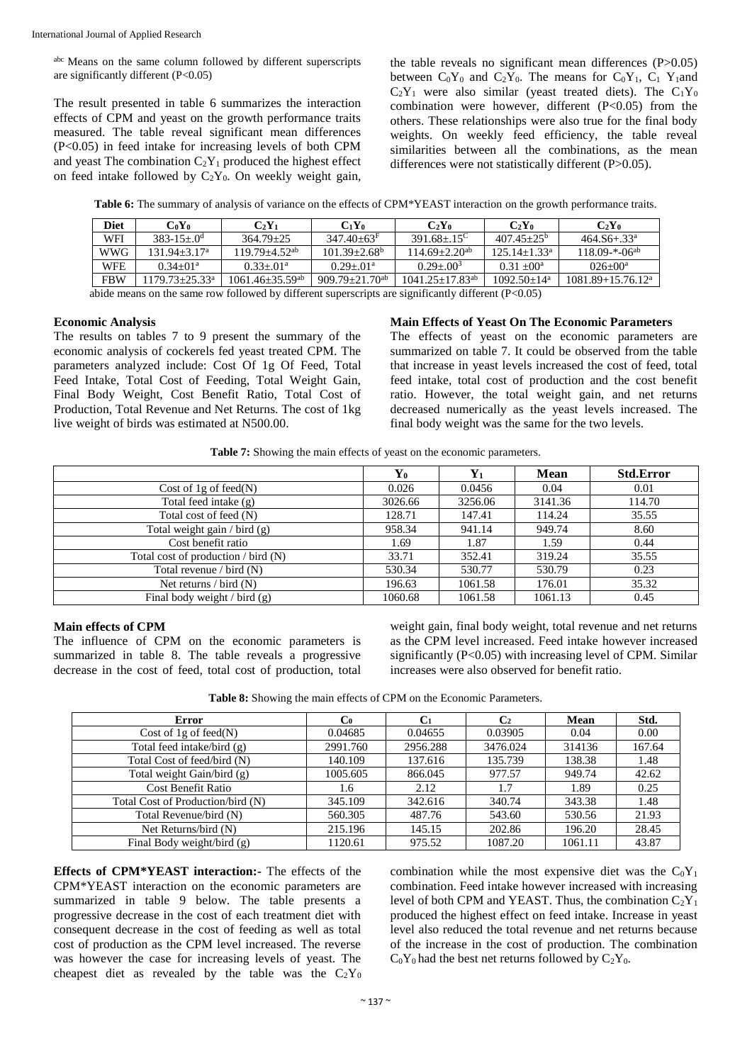abc Means on the same column followed by different superscripts are significantly different (P<0.05)

The result presented in table 6 summarizes the interaction effects of CPM and yeast on the growth performance traits measured. The table reveal significant mean differences (P<0.05) in feed intake for increasing levels of both CPM and yeast The combination $C_2Y_1$ produced the highest effect on feed intake followed by $C_2Y_0$. On weekly weight gain, the table reveals no significant mean differences (P>0.05) between $C_0Y_0$ and $C_2Y_0$. The means for $C_0Y_1$, $C_1$ $Y_1$and $C_2Y_1$ were also similar (yeast treated diets). The $C_1Y_0$ combination were however, different (P<0.05) from the others. These relationships were also true for the final body weights. On weekly feed efficiency, the table reveal similarities between all the combinations, as the mean differences were not statistically different (P>0.05).

**Table 6:** The summary of analysis of variance on the effects of CPM*YEAST interaction on the growth performance traits.

| Diet | $C_0Y_0$ | $C_2Y_1$ | $C_1Y_0$ | $C_2Y_0$ | $C_2Y_0$ | $C_2Y_0$ |
|---|---|---|---|---|---|---|
| WFI | 383-15±.0[d] | 364.79±25 | 347.40±63[F] | 391.68±.15[C] | 407.45±25[b] | 464.S6+.33[a] |
| WWG | 131.94±3.17[a] | 119.79±4.52[ab] | 101.39±2.68[b] | 114.69±2.20[ab] | 125.14±1.33[a] | 118.09-*-06[ab] |
| WFE | 0.34±01[a] | 0.33±.01[a] | 0.29±.01[a] | 0.29±.00[3] | 0.31 ±00[a] | 026±00[a] |
| FBW | 1179.73±25.33[a] | 1061.46±35.59[ab] | 909.79±21.70[ab] | 1041.25±17.83[ab] | 1092.50±14[a] | 1081.89+15.76.12[a] |

abide means on the same row followed by different superscripts are significantly different (P<0.05)

### Economic Analysis

The results on tables 7 to 9 present the summary of the economic analysis of cockerels fed yeast treated CPM. The parameters analyzed include: Cost Of 1g Of Feed, Total Feed Intake, Total Cost of Feeding, Total Weight Gain, Final Body Weight, Cost Benefit Ratio, Total Cost of Production, Total Revenue and Net Returns. The cost of 1kg live weight of birds was estimated at N500.00.

### Main Effects of Yeast On The Economic Parameters

The effects of yeast on the economic parameters are summarized on table 7. It could be observed from the table that increase in yeast levels increased the cost of feed, total feed intake, total cost of production and the cost benefit ratio. However, the total weight gain, and net returns decreased numerically as the yeast levels increased. The final body weight was the same for the two levels.

**Table 7:** Showing the main effects of yeast on the economic parameters.

| | $Y_0$ | $Y_1$ | Mean | Std.Error |
|---|---|---|---|---|
| Cost of 1g of feed(N) | 0.026 | 0.0456 | 0.04 | 0.01 |
| Total feed intake (g) | 3026.66 | 3256.06 | 3141.36 | 114.70 |
| Total cost of feed (N) | 128.71 | 147.41 | 114.24 | 35.55 |
| Total weight gain / bird (g) | 958.34 | 941.14 | 949.74 | 8.60 |
| Cost benefit ratio | 1.69 | 1.87 | 1.59 | 0.44 |
| Total cost of production / bird (N) | 33.71 | 352.41 | 319.24 | 35.55 |
| Total revenue / bird (N) | 530.34 | 530.77 | 530.79 | 0.23 |
| Net returns / bird (N) | 196.63 | 1061.58 | 176.01 | 35.32 |
| Final body weight / bird (g) | 1060.68 | 1061.58 | 1061.13 | 0.45 |

### Main effects of CPM

The influence of CPM on the economic parameters is summarized in table 8. The table reveals a progressive decrease in the cost of feed, total cost of production, total weight gain, final body weight, total revenue and net returns as the CPM level increased. Feed intake however increased significantly (P<0.05) with increasing level of CPM. Similar increases were also observed for benefit ratio.

**Table 8:** Showing the main effects of CPM on the Economic Parameters.

| Error | $C_0$ | $C_1$ | $C_2$ | Mean | Std. |
|---|---|---|---|---|---|
| Cost of 1g of feed(N) | 0.04685 | 0.04655 | 0.03905 | 0.04 | 0.00 |
| Total feed intake/bird (g) | 2991.760 | 2956.288 | 3476.024 | 314136 | 167.64 |
| Total Cost of feed/bird (N) | 140.109 | 137.616 | 135.739 | 138.38 | 1.48 |
| Total weight Gain/bird (g) | 1005.605 | 866.045 | 977.57 | 949.74 | 42.62 |
| Cost Benefit Ratio | 1.6 | 2.12 | 1.7 | 1.89 | 0.25 |
| Total Cost of Production/bird (N) | 345.109 | 342.616 | 340.74 | 343.38 | 1.48 |
| Total Revenue/bird (N) | 560.305 | 487.76 | 543.60 | 530.56 | 21.93 |
| Net Returns/bird (N) | 215.196 | 145.15 | 202.86 | 196.20 | 28.45 |
| Final Body weight/bird (g) | 1120.61 | 975.52 | 1087.20 | 1061.11 | 43.87 |

**Effects of CPM*YEAST interaction:-** The effects of the CPM*YEAST interaction on the economic parameters are summarized in table 9 below. The table presents a progressive decrease in the cost of each treatment diet with consequent decrease in the cost of feeding as well as total cost of production as the CPM level increased. The reverse was however the case for increasing levels of yeast. The cheapest diet as revealed by the table was the $C_2Y_0$ combination while the most expensive diet was the $C_0Y_1$ combination. Feed intake however increased with increasing level of both CPM and YEAST. Thus, the combination $C_2Y_1$ produced the highest effect on feed intake. Increase in yeast level also reduced the total revenue and net returns because of the increase in the cost of production. The combination $C_0Y_0$ had the best net returns followed by $C_2Y_0$.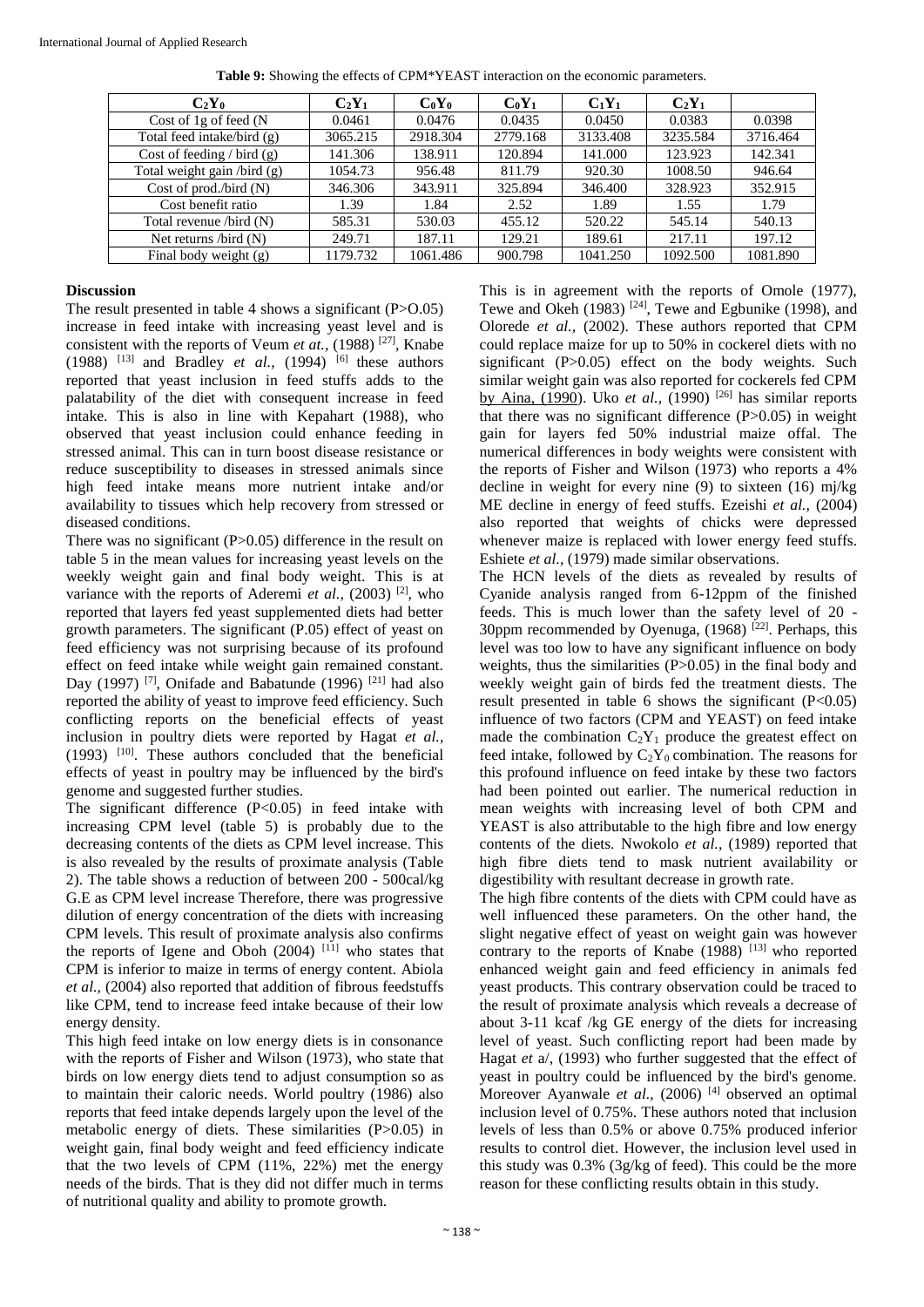**Table 9:** Showing the effects of CPM*YEAST interaction on the economic parameters.

| $C_2Y_0$ | $C_2Y_1$ | $C_0Y_0$ | $C_0Y_1$ | $C_1Y_1$ | $C_2Y_1$ | |
|---|---|---|---|---|---|---|
| Cost of 1g of feed (N | 0.0461 | 0.0476 | 0.0435 | 0.0450 | 0.0383 | 0.0398 |
| Total feed intake/bird (g) | 3065.215 | 2918.304 | 2779.168 | 3133.408 | 3235.584 | 3716.464 |
| Cost of feeding / bird (g) | 141.306 | 138.911 | 120.894 | 141.000 | 123.923 | 142.341 |
| Total weight gain /bird (g) | 1054.73 | 956.48 | 811.79 | 920.30 | 1008.50 | 946.64 |
| Cost of prod./bird (N) | 346.306 | 343.911 | 325.894 | 346.400 | 328.923 | 352.915 |
| Cost benefit ratio | 1.39 | 1.84 | 2.52 | 1.89 | 1.55 | 1.79 |
| Total revenue /bird (N) | 585.31 | 530.03 | 455.12 | 520.22 | 545.14 | 540.13 |
| Net returns /bird (N) | 249.71 | 187.11 | 129.21 | 189.61 | 217.11 | 197.12 |
| Final body weight (g) | 1179.732 | 1061.486 | 900.798 | 1041.250 | 1092.500 | 1081.890 |

## Discussion

The result presented in table 4 shows a significant (P>O.05) increase in feed intake with increasing yeast level and is consistent with the reports of Veum *et at.,* (1988) [27], Knabe (1988) [13] and Bradley *et al.,* (1994) [6] these authors reported that yeast inclusion in feed stuffs adds to the palatability of the diet with consequent increase in feed intake. This is also in line with Kepahart (1988), who observed that yeast inclusion could enhance feeding in stressed animal. This can in turn boost disease resistance or reduce susceptibility to diseases in stressed animals since high feed intake means more nutrient intake and/or availability to tissues which help recovery from stressed or diseased conditions.

There was no significant (P>0.05) difference in the result on table 5 in the mean values for increasing yeast levels on the weekly weight gain and final body weight. This is at variance with the reports of Aderemi *et al.,* (2003) [2], who reported that layers fed yeast supplemented diets had better growth parameters. The significant (P.05) effect of yeast on feed efficiency was not surprising because of its profound effect on feed intake while weight gain remained constant. Day (1997) [7], Onifade and Babatunde (1996) [21] had also reported the ability of yeast to improve feed efficiency. Such conflicting reports on the beneficial effects of yeast inclusion in poultry diets were reported by Hagat *et al.,* (1993) [10]. These authors concluded that the beneficial effects of yeast in poultry may be influenced by the bird's genome and suggested further studies.

The significant difference (P<0.05) in feed intake with increasing CPM level (table 5) is probably due to the decreasing contents of the diets as CPM level increase. This is also revealed by the results of proximate analysis (Table 2). The table shows a reduction of between 200 - 500cal/kg G.E as CPM level increase Therefore, there was progressive dilution of energy concentration of the diets with increasing CPM levels. This result of proximate analysis also confirms the reports of Igene and Oboh (2004) [11] who states that CPM is inferior to maize in terms of energy content. Abiola *et al.,* (2004) also reported that addition of fibrous feedstuffs like CPM, tend to increase feed intake because of their low energy density.

This high feed intake on low energy diets is in consonance with the reports of Fisher and Wilson (1973), who state that birds on low energy diets tend to adjust consumption so as to maintain their caloric needs. World poultry (1986) also reports that feed intake depends largely upon the level of the metabolic energy of diets. These similarities (P>0.05) in weight gain, final body weight and feed efficiency indicate that the two levels of CPM (11%, 22%) met the energy needs of the birds. That is they did not differ much in terms of nutritional quality and ability to promote growth.

This is in agreement with the reports of Omole (1977), Tewe and Okeh (1983) [24], Tewe and Egbunike (1998), and Olorede *et al.,* (2002). These authors reported that CPM could replace maize for up to 50% in cockerel diets with no significant (P>0.05) effect on the body weights. Such similar weight gain was also reported for cockerels fed CPM by Aina, (1990). Uko *et al.,* (1990) [26] has similar reports that there was no significant difference (P>0.05) in weight gain for layers fed 50% industrial maize offal. The numerical differences in body weights were consistent with the reports of Fisher and Wilson (1973) who reports a 4% decline in weight for every nine (9) to sixteen (16) mj/kg ME decline in energy of feed stuffs. Ezeishi *et al.,* (2004) also reported that weights of chicks were depressed whenever maize is replaced with lower energy feed stuffs. Eshiete *et al.,* (1979) made similar observations.

The HCN levels of the diets as revealed by results of Cyanide analysis ranged from 6-12ppm of the finished feeds. This is much lower than the safety level of 20 - 30ppm recommended by Oyenuga, (1968) [22]. Perhaps, this level was too low to have any significant influence on body weights, thus the similarities (P>0.05) in the final body and weekly weight gain of birds fed the treatment diests. The result presented in table 6 shows the significant (P<0.05) influence of two factors (CPM and YEAST) on feed intake made the combination $C_2Y_1$ produce the greatest effect on feed intake, followed by $C_2Y_0$ combination. The reasons for this profound influence on feed intake by these two factors had been pointed out earlier. The numerical reduction in mean weights with increasing level of both CPM and YEAST is also attributable to the high fibre and low energy contents of the diets. Nwokolo *et al.,* (1989) reported that high fibre diets tend to mask nutrient availability or digestibility with resultant decrease in growth rate.

The high fibre contents of the diets with CPM could have as well influenced these parameters. On the other hand, the slight negative effect of yeast on weight gain was however contrary to the reports of Knabe (1988) [13] who reported enhanced weight gain and feed efficiency in animals fed yeast products. This contrary observation could be traced to the result of proximate analysis which reveals a decrease of about 3-11 kcaf /kg GE energy of the diets for increasing level of yeast. Such conflicting report had been made by Hagat *et* a/, (1993) who further suggested that the effect of yeast in poultry could be influenced by the bird's genome. Moreover Ayanwale *et al.,* (2006) [4] observed an optimal inclusion level of 0.75%. These authors noted that inclusion levels of less than 0.5% or above 0.75% produced inferior results to control diet. However, the inclusion level used in this study was 0.3% (3g/kg of feed). This could be the more reason for these conflicting results obtain in this study.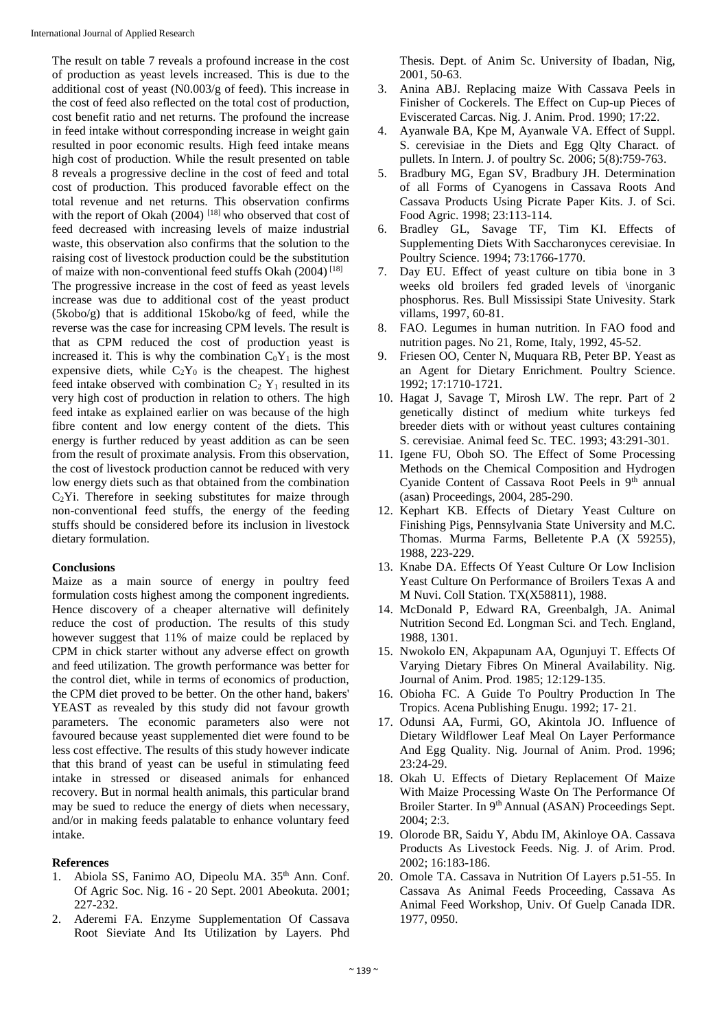The result on table 7 reveals a profound increase in the cost of production as yeast levels increased. This is due to the additional cost of yeast (N0.003/g of feed). This increase in the cost of feed also reflected on the total cost of production, cost benefit ratio and net returns. The profound the increase in feed intake without corresponding increase in weight gain resulted in poor economic results. High feed intake means high cost of production. While the result presented on table 8 reveals a progressive decline in the cost of feed and total cost of production. This produced favorable effect on the total revenue and net returns. This observation confirms with the report of Okah (2004) [18] who observed that cost of feed decreased with increasing levels of maize industrial waste, this observation also confirms that the solution to the raising cost of livestock production could be the substitution of maize with non-conventional feed stuffs Okah (2004) [18]

The progressive increase in the cost of feed as yeast levels increase was due to additional cost of the yeast product (5kobo/g) that is additional 15kobo/kg of feed, while the reverse was the case for increasing CPM levels. The result is that as CPM reduced the cost of production yeast is increased it. This is why the combination $C_0Y_1$ is the most expensive diets, while $C_2Y_0$ is the cheapest. The highest feed intake observed with combination $C_2$ $Y_1$ resulted in its very high cost of production in relation to others. The high feed intake as explained earlier on was because of the high fibre content and low energy content of the diets. This energy is further reduced by yeast addition as can be seen from the result of proximate analysis. From this observation, the cost of livestock production cannot be reduced with very low energy diets such as that obtained from the combination $C_2Yi$. Therefore in seeking substitutes for maize through non-conventional feed stuffs, the energy of the feeding stuffs should be considered before its inclusion in livestock dietary formulation.

## Conclusions

Maize as a main source of energy in poultry feed formulation costs highest among the component ingredients. Hence discovery of a cheaper alternative will definitely reduce the cost of production. The results of this study however suggest that 11% of maize could be replaced by CPM in chick starter without any adverse effect on growth and feed utilization. The growth performance was better for the control diet, while in terms of economics of production, the CPM diet proved to be better. On the other hand, bakers' YEAST as revealed by this study did not favour growth parameters. The economic parameters also were not favoured because yeast supplemented diet were found to be less cost effective. The results of this study however indicate that this brand of yeast can be useful in stimulating feed intake in stressed or diseased animals for enhanced recovery. But in normal health animals, this particular brand may be sued to reduce the energy of diets when necessary, and/or in making feeds palatable to enhance voluntary feed intake.

## References

1. Abiola SS, Fanimo AO, Dipeolu MA. 35th Ann. Conf. Of Agric Soc. Nig. 16 - 20 Sept. 2001 Abeokuta. 2001; 227-232.
2. Aderemi FA. Enzyme Supplementation Of Cassava Root Sieviate And Its Utilization by Layers. Phd Thesis. Dept. of Anim Sc. University of Ibadan, Nig, 2001, 50-63.
3. Anina ABJ. Replacing maize With Cassava Peels in Finisher of Cockerels. The Effect on Cup-up Pieces of Eviscerated Carcas. Nig. J. Anim. Prod. 1990; 17:22.
4. Ayanwale BA, Kpe M, Ayanwale VA. Effect of Suppl. S. cerevisiae in the Diets and Egg Qlty Charact. of pullets. In Intern. J. of poultry Sc. 2006; 5(8):759-763.
5. Bradbury MG, Egan SV, Bradbury JH. Determination of all Forms of Cyanogens in Cassava Roots And Cassava Products Using Picrate Paper Kits. J. of Sci. Food Agric. 1998; 23:113-114.
6. Bradley GL, Savage TF, Tim KI. Effects of Supplementing Diets With Saccharonyces cerevisiae. In Poultry Science. 1994; 73:1766-1770.
7. Day EU. Effect of yeast culture on tibia bone in 3 weeks old broilers fed graded levels of \inorganic phosphorus. Res. Bull Mississipi State Univesity. Stark villams, 1997, 60-81.
8. FAO. Legumes in human nutrition. In FAO food and nutrition pages. No 21, Rome, Italy, 1992, 45-52.
9. Friesen OO, Center N, Muquara RB, Peter BP. Yeast as an Agent for Dietary Enrichment. Poultry Science. 1992; 17:1710-1721.
10. Hagat J, Savage T, Mirosh LW. The repr. Part of 2 genetically distinct of medium white turkeys fed breeder diets with or without yeast cultures containing S. cerevisiae. Animal feed Sc. TEC. 1993; 43:291-301.
11. Igene FU, Oboh SO. The Effect of Some Processing Methods on the Chemical Composition and Hydrogen Cyanide Content of Cassava Root Peels in 9th annual (asan) Proceedings, 2004, 285-290.
12. Kephart KB. Effects of Dietary Yeast Culture on Finishing Pigs, Pennsylvania State University and M.C. Thomas. Murma Farms, Belletente P.A (X 59255), 1988, 223-229.
13. Knabe DA. Effects Of Yeast Culture Or Low Inclision Yeast Culture On Performance of Broilers Texas A and M Nuvi. Coll Station. TX(X58811), 1988.
14. McDonald P, Edward RA, Greenbalgh, JA. Animal Nutrition Second Ed. Longman Sci. and Tech. England, 1988, 1301.
15. Nwokolo EN, Akpapunam AA, Ogunjuyi T. Effects Of Varying Dietary Fibres On Mineral Availability. Nig. Journal of Anim. Prod. 1985; 12:129-135.
16. Obioha FC. A Guide To Poultry Production In The Tropics. Acena Publishing Enugu. 1992; 17- 21.
17. Odunsi AA, Furmi, GO, Akintola JO. Influence of Dietary Wildflower Leaf Meal On Layer Performance And Egg Quality. Nig. Journal of Anim. Prod. 1996; 23:24-29.
18. Okah U. Effects of Dietary Replacement Of Maize With Maize Processing Waste On The Performance Of Broiler Starter. In 9th Annual (ASAN) Proceedings Sept. 2004; 2:3.
19. Olorode BR, Saidu Y, Abdu IM, Akinloye OA. Cassava Products As Livestock Feeds. Nig. J. of Arim. Prod. 2002; 16:183-186.
20. Omole TA. Cassava in Nutrition Of Layers p.51-55. In Cassava As Animal Feeds Proceeding, Cassava As Animal Feed Workshop, Univ. Of Guelp Canada IDR. 1977, 0950.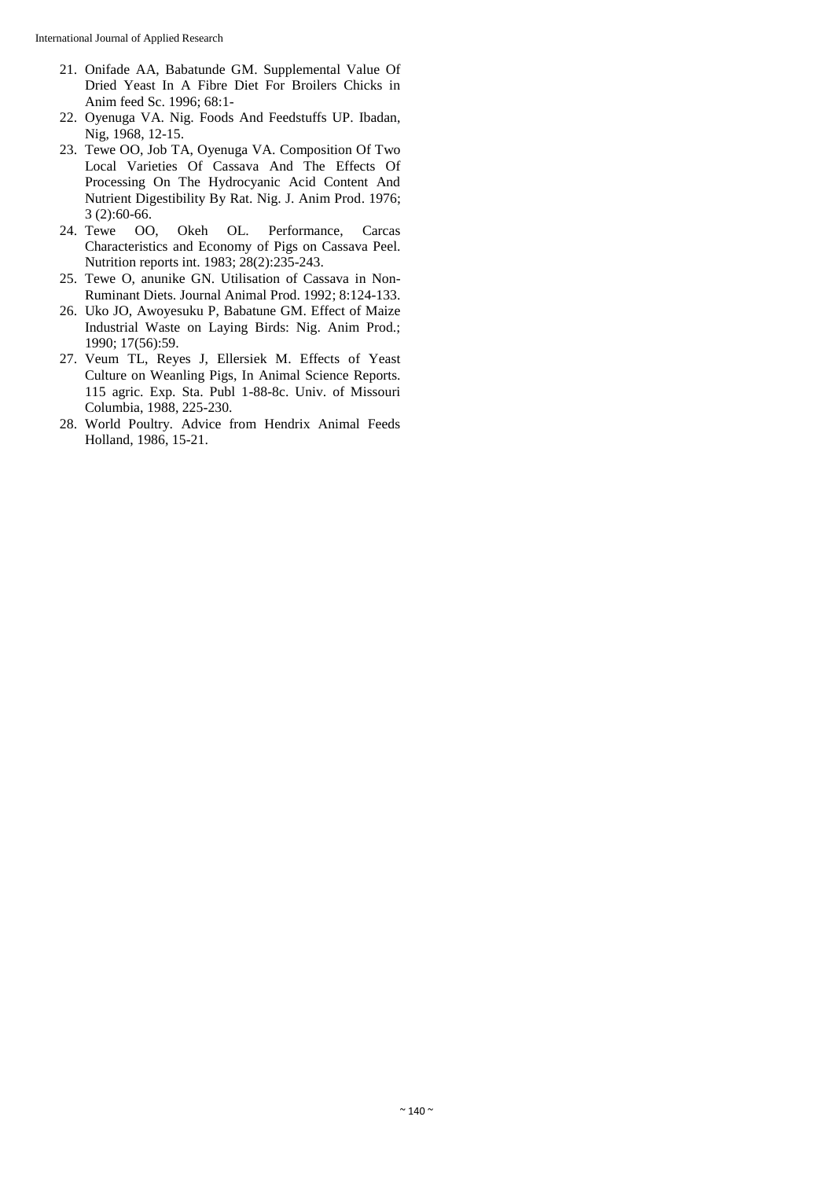21. Onifade AA, Babatunde GM. Supplemental Value Of Dried Yeast In A Fibre Diet For Broilers Chicks in Anim feed Sc. 1996; 68:1-
22. Oyenuga VA. Nig. Foods And Feedstuffs UP. Ibadan, Nig, 1968, 12-15.
23. Tewe OO, Job TA, Oyenuga VA. Composition Of Two Local Varieties Of Cassava And The Effects Of Processing On The Hydrocyanic Acid Content And Nutrient Digestibility By Rat. Nig. J. Anim Prod. 1976; 3 (2):60-66.
24. Tewe OO, Okeh OL. Performance, Carcas Characteristics and Economy of Pigs on Cassava Peel. Nutrition reports int. 1983; 28(2):235-243.
25. Tewe O, anunike GN. Utilisation of Cassava in Non-Ruminant Diets. Journal Animal Prod. 1992; 8:124-133.
26. Uko JO, Awoyesuku P, Babatune GM. Effect of Maize Industrial Waste on Laying Birds: Nig. Anim Prod.; 1990; 17(56):59.
27. Veum TL, Reyes J, Ellersiek M. Effects of Yeast Culture on Weanling Pigs, In Animal Science Reports. 115 agric. Exp. Sta. Publ 1-88-8c. Univ. of Missouri Columbia, 1988, 225-230.
28. World Poultry. Advice from Hendrix Animal Feeds Holland, 1986, 15-21.